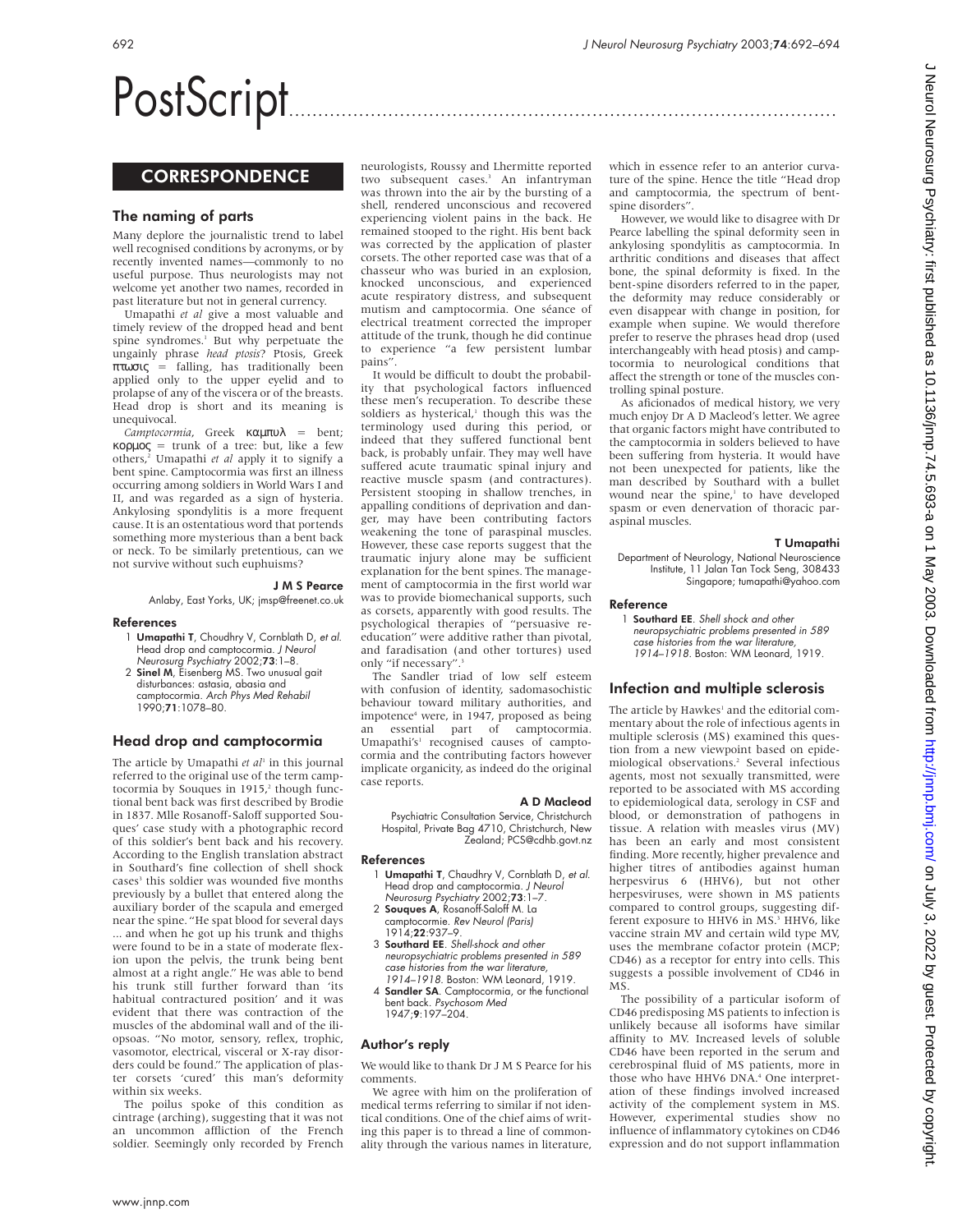# PostScript

## CORRESPONDENCE

### The naming of parts

Many deplore the journalistic trend to label well recognised conditions by acronyms, or by recently invented names—commonly to no useful purpose. Thus neurologists may not welcome yet another two names, recorded in past literature but not in general currency.

Umapathi *et al* give a most valuable and timely review of the dropped head and bent spine syndromes.[1] But why perpetuate the ungainly phrase *head ptosis*? Ptosis, Greek πτωσις = falling, has traditionally been applied only to the upper eyelid and to prolapse of any of the viscera or of the breasts. Head drop is short and its meaning is unequivocal.

*Camptocormia*, Greek καμπυλ = bent; κορμος = trunk of a tree: but, like a few others,[2] Umapathi *et al* apply it to signify a bent spine. Camptocormia was first an illness occurring among soldiers in World Wars I and II, and was regarded as a sign of hysteria. Ankylosing spondylitis is a more frequent cause. It is an ostentatious word that portends something more mysterious than a bent back or neck. To be similarly pretentious, can we not survive without such euphuisms?

**J M S Pearce**

Anlaby, East Yorks, UK; jmsp@freenet.co.uk

#### References

1. **Umapathi T**, Choudhry V, Cornblath D, *et al.* Head drop and camptocormia. *J Neurol Neurosurg Psychiatry* 2002;**73**:1–8.
2. **Sinel M**, Eisenberg MS. Two unusual gait disturbances: astasia, abasia and camptocormia. *Arch Phys Med Rehabil* 1990;**71**:1078–80.

### Head drop and camptocormia

The article by Umapathi *et al*[1] in this journal referred to the original use of the term camptocormia by Souques in 1915,[2] though functional bent back was first described by Brodie in 1837. Mlle Rosanoff-Saloff supported Souques' case study with a photographic record of this soldier's bent back and his recovery. According to the English translation abstract in Southard's fine collection of shell shock cases[3] this soldier was wounded five months previously by a bullet that entered along the auxiliary border of the scapula and emerged near the spine. "He spat blood for several days ... and when he got up his trunk and thighs were found to be in a state of moderate flexion upon the pelvis, the trunk being bent almost at a right angle." He was able to bend his trunk still further forward than 'its habitual contractured position' and it was evident that there was contraction of the muscles of the abdominal wall and of the iliopsoas. "No motor, sensory, reflex, trophic, vasomotor, electrical, visceral or X-ray disorders could be found." The application of plaster corsets 'cured' this man's deformity within six weeks.

The poilus spoke of this condition as cintrage (arching), suggesting that it was not an uncommon affliction of the French soldier. Seemingly only recorded by French neurologists, Roussy and Lhermitte reported two subsequent cases.[3] An infantryman was thrown into the air by the bursting of a shell, rendered unconscious and recovered experiencing violent pains in the back. He remained stooped to the right. His bent back was corrected by the application of plaster corsets. The other reported case was that of a chasseur who was buried in an explosion, knocked unconscious, and experienced acute respiratory distress, and subsequent mutism and camptocormia. One séance of electrical treatment corrected the improper attitude of the trunk, though he did continue to experience "a few persistent lumbar pains".

It would be difficult to doubt the probability that psychological factors influenced these men's recuperation. To describe these soldiers as hysterical,[1] though this was the terminology used during this period, or indeed that they suffered functional bent back, is probably unfair. They may well have suffered acute traumatic spinal injury and reactive muscle spasm (and contractures). Persistent stooping in shallow trenches, in appalling conditions of deprivation and danger, may have been contributing factors weakening the tone of paraspinal muscles. However, these case reports suggest that the traumatic injury alone may be sufficient explanation for the bent spines. The management of camptocormia in the first world war was to provide biomechanical supports, such as corsets, apparently with good results. The psychological therapies of "persuasive re-education" were additive rather than pivotal, and faradisation (and other tortures) used only "if necessary".[3]

The Sandler triad of low self esteem with confusion of identity, sadomasochistic behaviour toward military authorities, and impotence[4] were, in 1947, proposed as being an essential part of camptocormia. Umapathi's[1] recognised causes of camptocormia and the contributing factors however implicate organicity, as indeed do the original case reports.

**A D Macleod**

Psychiatric Consultation Service, Christchurch Hospital, Private Bag 4710, Christchurch, New Zealand; PCS@cdhb.govt.nz

#### References

1. **Umapathi T**, Chaudhry V, Cornblath D, *et al.* Head drop and camptocormia. *J Neurol Neurosurg Psychiatry* 2002;**73**:1–7.
2. **Souques A**, Rosanoff-Saloff M. La camptocormie. *Rev Neurol (Paris)* 1914;**22**:937–9.
3. **Southard EE**. *Shell-shock and other neuropsychiatric problems presented in 589 case histories from the war literature, 1914–1918*. Boston: WM Leonard, 1919.
4. **Sandler SA**. Camptocormia, or the functional bent back. *Psychosom Med* 1947;**9**:197–204.

### Author's reply

We would like to thank Dr J M S Pearce for his comments.

We agree with him on the proliferation of medical terms referring to similar if not identical conditions. One of the chief aims of writing this paper is to thread a line of commonality through the various names in literature, which in essence refer to an anterior curvature of the spine. Hence the title "Head drop and camptocormia, the spectrum of bent-spine disorders".

However, we would like to disagree with Dr Pearce labelling the spinal deformity seen in ankylosing spondylitis as camptocormia. In arthritic conditions and diseases that affect bone, the spinal deformity is fixed. In the bent-spine disorders referred to in the paper, the deformity may reduce considerably or even disappear with change in position, for example when supine. We would therefore prefer to reserve the phrases head drop (used interchangeably with head ptosis) and camptocormia to neurological conditions that affect the strength or tone of the muscles controlling spinal posture.

As aficionados of medical history, we very much enjoy Dr A D Macleod's letter. We agree that organic factors might have contributed to the camptocormia in solders believed to have been suffering from hysteria. It would have not been unexpected for patients, like the man described by Southard with a bullet wound near the spine,[1] to have developed spasm or even denervation of thoracic paraspinal muscles.

**T Umapathi**

Department of Neurology, National Neuroscience Institute, 11 Jalan Tan Tock Seng, 308433 Singapore; tumapathi@yahoo.com

#### Reference

1. **Southard EE**. *Shell shock and other neuropsychiatric problems presented in 589 case histories from the war literature, 1914–1918*. Boston: WM Leonard, 1919.

### Infection and multiple sclerosis

The article by Hawkes[1] and the editorial commentary about the role of infectious agents in multiple sclerosis (MS) examined this question from a new viewpoint based on epidemiological observations.[2] Several infectious agents, most not sexually transmitted, were reported to be associated with MS according to epidemiological data, serology in CSF and blood, or demonstration of pathogens in tissue. A relation with measles virus (MV) has been an early and most consistent finding. More recently, higher prevalence and higher titres of antibodies against human herpesvirus 6 (HHV6), but not other herpesviruses, were shown in MS patients compared to control groups, suggesting different exposure to HHV6 in MS.[3] HHV6, like vaccine strain MV and certain wild type MV, uses the membrane cofactor protein (MCP; CD46) as a receptor for entry into cells. This suggests a possible involvement of CD46 in MS.

The possibility of a particular isoform of CD46 predisposing MS patients to infection is unlikely because all isoforms have similar affinity to MV. Increased levels of soluble CD46 have been reported in the serum and cerebrospinal fluid of MS patients, more in those who have HHV6 DNA.[4] One interpretation of these findings involved increased activity of the complement system in MS. However, experimental studies show no influence of inflammatory cytokines on CD46 expression and do not support inflammation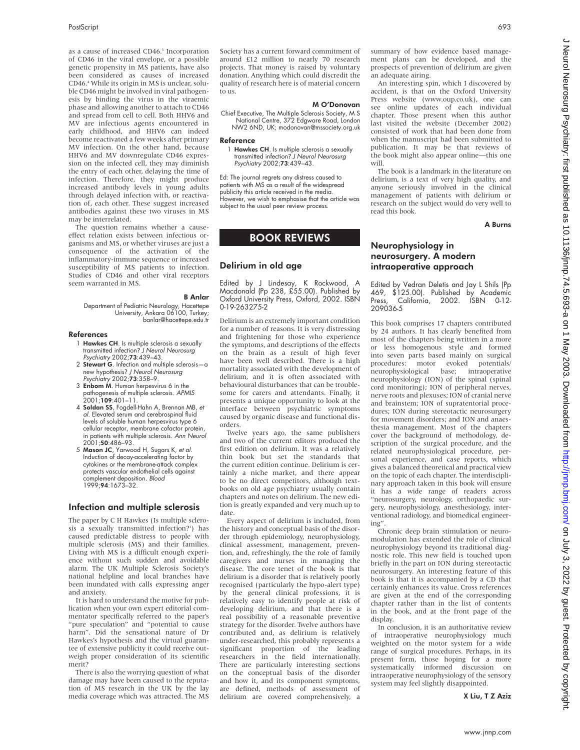as a cause of increased CD46.[5] Incorporation of CD46 in the viral envelope, or a possible genetic propensity in MS patients, have also been considered as causes of increased CD46.[4] While its origin in MS is unclear, soluble CD46 might be involved in viral pathogenesis by binding the virus in the viraemic phase and allowing another to attach to CD46 and spread from cell to cell. Both HHV6 and MV are infectious agents encountered in early childhood, and HHV6 can indeed become reactivated a few weeks after primary MV infection. On the other hand, because HHV6 and MV downregulate CD46 expression on the infected cell, they may diminish the entry of each other, delaying the time of infection. Therefore, they might produce increased antibody levels in young adults through delayed infection with, or reactivation of, each other. These suggest increased antibodies against these two viruses in MS may be interrelated.

The question remains whether a cause-effect relation exists between infectious organisms and MS, or whether viruses are just a consequence of the activation of the inflammatory-immune sequence or increased susceptibility of MS patients to infection. Studies of CD46 and other viral receptors seem warranted in MS.

**B Anlar**

Department of Pediatric Neurology, Hacettepe University, Ankara 06100, Turkey; banlar@hacettepe.edu.tr

### References

1. **Hawkes CH**. Is multiple sclerosis a sexually transmitted infection? *J Neurol Neurosurg Psychiatry* 2002;**73**:439–43.
2. **Stewart G**. Infection and multiple sclerosis—a new hypothesis? *J Neurol Neurosurg Psychiatry* 2002;**73**:358–9.
3. **Enbom M**. Human herpesvirus 6 in the pathogenesis of multiple sclerosis. *APMIS* 2001;**109**:401–11.
4. **Soldan SS**, Fogdell-Hahn A, Brennan MB, *et al*. Elevated serum and cerebrospinal fluid levels of soluble human herpesvirus type 6 cellular receptor, membrane cofactor protein, in patients with multiple sclerosis. *Ann Neurol* 2001;**50**:486–93.
5. **Mason JC**, Yarwood H, Sugars K, *et al*. Induction of decay-accelerating factor by cytokines or the membrane-attack complex protects vascular endothelial cells against complement deposition. *Blood* 1999;**94**:1673–32.

## Infection and multiple sclerosis

The paper by C H Hawkes (Is multiple sclerosis a sexually transmitted infection?[1]) has caused predictable distress to people with multiple sclerosis (MS) and their families. Living with MS is a difficult enough experience without such sudden and avoidable alarm. The UK Multiple Sclerosis Society's national helpline and local branches have been inundated with calls expressing anger and anxiety.

It is hard to understand the motive for publication when your own expert editorial commentator specifically referred to the paper's "pure speculation" and "potential to cause harm". Did the sensational nature of Dr Hawkes's hypothesis and the virtual guarantee of extensive publicity it could receive outweigh proper consideration of its scientific merit?

There is also the worrying question of what damage may have been caused to the reputation of MS research in the UK by the lay media coverage which was attracted. The MS Society has a current forward commitment of around £12 million to nearly 70 research projects. That money is raised by voluntary donation. Anything which could discredit the quality of research here is of material concern to us.

**M O'Donovan**

Chief Executive, The Multiple Sclerosis Society, M S National Centre, 372 Edgware Road, London NW2 6ND, UK; modonovan@mssociety.org.uk

### Reference

1. **Hawkes CH**. Is multiple sclerosis a sexually transmitted infection? *J Neurol Neurosurg Psychiatry* 2002;**73**:439–43.

Ed: The journal regrets any distress caused to patients with MS as a result of the widespread publicity this article received in the media. However, we wish to emphasise that the article was subject to the usual peer review process.

# BOOK REVIEWS

## Delirium in old age

Edited by J Lindesay, K Rockwood, A Macdonald (Pp 238, £55.00). Published by Oxford University Press, Oxford, 2002. ISBN 0-19-263275-2

Delirium is an extremely important condition for a number of reasons. It is very distressing and frightening for those who experience the symptoms, and descriptions of the effects on the brain as a result of high fever have been well described. There is a high mortality associated with the development of delirium, and it is often associated with behavioural disturbances that can be troublesome for carers and attendants. Finally, it presents a unique opportunity to look at the interface between psychiatric symptoms caused by organic disease and functional disorders.

Twelve years ago, the same publishers and two of the current editors produced the first edition on delirium. It was a relatively thin book but set the standards that the current edition continue. Delirium is certainly a niche market, and there appear to be no direct competitors, although textbooks on old age psychiatry usually contain chapters and notes on delirium. The new edition is greatly expanded and very much up to date.

Every aspect of delirium is included, from the history and conceptual basis of the disorder through epidemiology, neurophysiology, clinical assessment, management, prevention, and, refreshingly, the the role of family caregivers and nurses in managing the disease. The core tenet of the book is that delirium is a disorder that is relatively poorly recognised (particularly the hypo-alert type) by the general clinical professions, it is relatively easy to identify people at risk of developing delirium, and that there is a real possibility of a reasonable preventive strategy for the disorder. Twelve authors have contributed and, as delirium is relatively under-researched, this probably represents a significant proportion of the leading researchers in the field internationally. There are particularly interesting sections on the conceptual basis of the disorder and how it, and its component symptoms, are defined, methods of assessment of delirium are covered comprehensively, a summary of how evidence based management plans can be developed, and the prospects of prevention of delirium are given an adequate airing.

An interesting spin, which I discovered by accident, is that on the Oxford University Press website (www.oup.co.uk), one can see online updates of each individual chapter. Those present when this author last visited the website (December 2002) consisted of work that had been done from when the manuscript had been submitted to publication. It may be that reviews of the book might also appear online—this one will.

The book is a landmark in the literature on delirium, is a text of very high quality, and anyone seriously involved in the clinical management of patients with delirium or research on the subject would do very well to read this book.

**A Burns**

## Neurophysiology in neurosurgery. A modern intraoperative approach

Edited by Vedran Deletis and Jay L Shils (Pp 469, $125.00). Published by Academic Press, California, 2002. ISBN 0-12-209036-5

This book comprises 17 chapters contributed by 24 authors. It has clearly benefited from most of the chapters being written in a more or less homogenous style and formed into seven parts based mainly on surgical procedures: motor evoked potentials/ neurophysiological base; intraoperative neurophysiology (ION) of the spinal (spinal cord monitoring); ION of peripheral nerves, nerve roots and plexuses; ION of cranial nerve and brainstem; ION of supratentorial procedures; ION during stereotactic neurosurgery for movement disorders; and ION and anaesthesia management. Most of the chapters cover the background of methodology, description of the surgical procedure, and the related neurophysiological procedure, personal experience, and case reports, which gives a balanced theoretical and practical view on the topic of each chapter. The interdisciplinary approach taken in this book will ensure it has a wide range of readers across "neurosurgery, neurology, orthopaedic surgery, neurophysiology, anesthesiology, interventional radiology, and biomedical engineering".

Chronic deep brain stimulation or neuromodulation has extended the role of clinical neurophysiology beyond its traditional diagnostic role. This new field is touched upon briefly in the part on ION during stereotactic neurosurgery. An interesting feature of this book is that it is accompanied by a CD that certainly enhances its value. Cross references are given at the end of the corresponding chapter rather than in the list of contents in the book, and at the front page of the display.

In conclusion, it is an authoritative review of intraoperative neurophysiology much weighted on the motor system for a wide range of surgical procedures. Perhaps, in its present form, those hoping for a more systematically informed discussion on intraoperative neurophysiology of the sensory system may feel slightly disappointed.

**X Liu, T Z Aziz**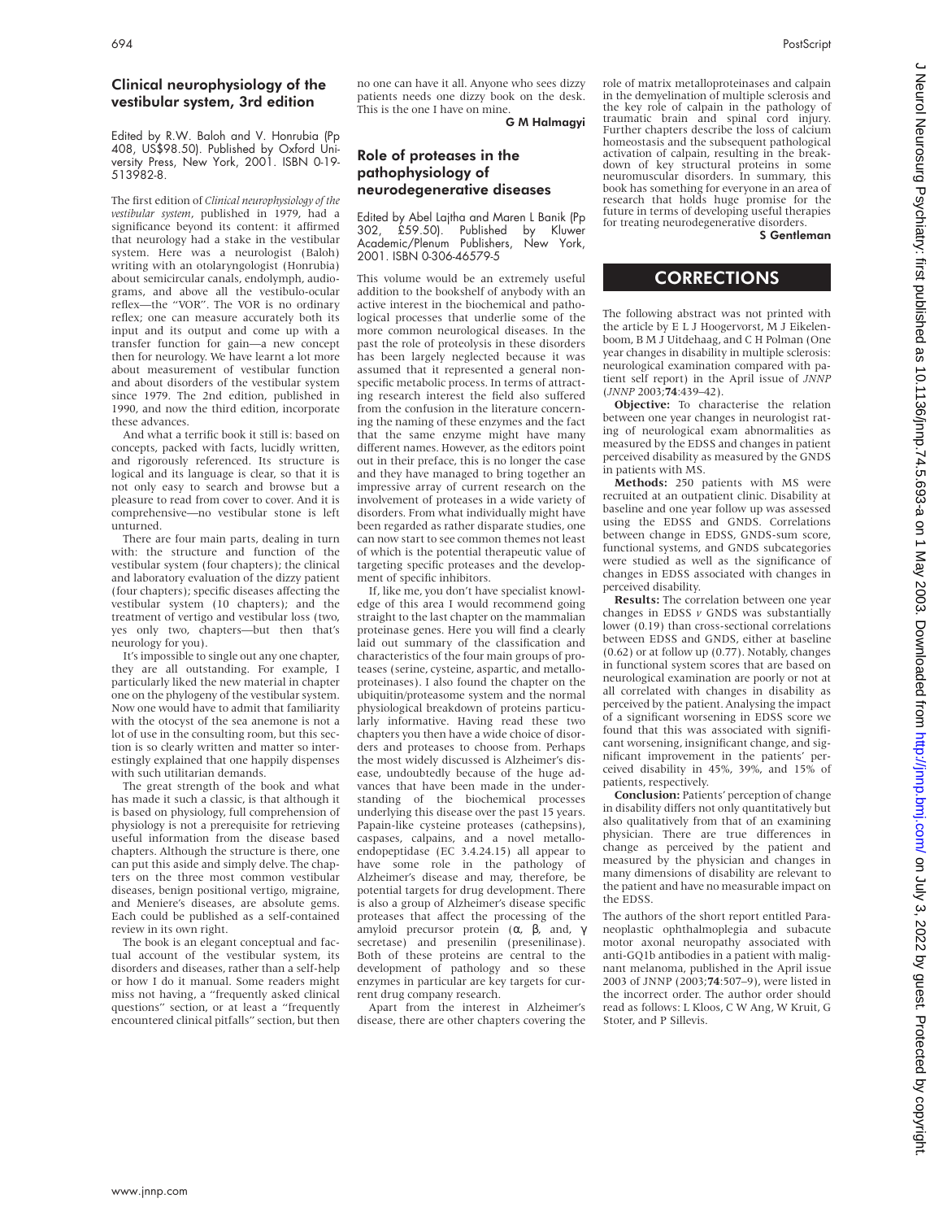## Clinical neurophysiology of the vestibular system, 3rd edition

Edited by R.W. Baloh and V. Honrubia (Pp 408, US$98.50). Published by Oxford University Press, New York, 2001. ISBN 0-19-513982-8.

The first edition of *Clinical neurophysiology of the vestibular system*, published in 1979, had a significance beyond its content: it affirmed that neurology had a stake in the vestibular system. Here was a neurologist (Baloh) writing with an otolaryngologist (Honrubia) about semicircular canals, endolymph, audiograms, and above all the vestibulo-ocular reflex—the "VOR". The VOR is no ordinary reflex; one can measure accurately both its input and its output and come up with a transfer function for gain—a new concept then for neurology. We have learnt a lot more about measurement of vestibular function and about disorders of the vestibular system since 1979. The 2nd edition, published in 1990, and now the third edition, incorporate these advances.

And what a terrific book it still is: based on concepts, packed with facts, lucidly written, and rigorously referenced. Its structure is logical and its language is clear, so that it is not only easy to search and browse but a pleasure to read from cover to cover. And it is comprehensive—no vestibular stone is left unturned.

There are four main parts, dealing in turn with: the structure and function of the vestibular system (four chapters); the clinical and laboratory evaluation of the dizzy patient (four chapters); specific diseases affecting the vestibular system (10 chapters); and the treatment of vertigo and vestibular loss (two, yes only two, chapters—but then that's neurology for you).

It's impossible to single out any one chapter, they are all outstanding. For example, I particularly liked the new material in chapter one on the phylogeny of the vestibular system. Now one would have to admit that familiarity with the otocyst of the sea anemone is not a lot of use in the consulting room, but this section is so clearly written and matter so interestingly explained that one happily dispenses with such utilitarian demands.

The great strength of the book and what has made it such a classic, is that although it is based on physiology, full comprehension of physiology is not a prerequisite for retrieving useful information from the disease based chapters. Although the structure is there, one can put this aside and simply delve. The chapters on the three most common vestibular diseases, benign positional vertigo, migraine, and Meniere's diseases, are absolute gems. Each could be published as a self-contained review in its own right.

The book is an elegant conceptual and factual account of the vestibular system, its disorders and diseases, rather than a self-help or how I do it manual. Some readers might miss not having, a "frequently asked clinical questions" section, or at least a "frequently encountered clinical pitfalls" section, but then no one can have it all. Anyone who sees dizzy patients needs one dizzy book on the desk. This is the one I have on mine.

**G M Halmagyi**

## Role of proteases in the pathophysiology of neurodegenerative diseases

Edited by Abel Lajtha and Maren L Banik (Pp 302, £59.50). Published by Kluwer Academic/Plenum Publishers, New York, 2001. ISBN 0-306-46579-5

This volume would be an extremely useful addition to the bookshelf of anybody with an active interest in the biochemical and pathological processes that underlie some of the more common neurological diseases. In the past the role of proteolysis in these disorders has been largely neglected because it was assumed that it represented a general non-specific metabolic process. In terms of attracting research interest the field also suffered from the confusion in the literature concerning the naming of these enzymes and the fact that the same enzyme might have many different names. However, as the editors point out in their preface, this is no longer the case and they have managed to bring together an impressive array of current research on the involvement of proteases in a wide variety of disorders. From what individually might have been regarded as rather disparate studies, one can now start to see common themes not least of which is the potential therapeutic value of targeting specific proteases and the development of specific inhibitors.

If, like me, you don't have specialist knowledge of this area I would recommend going straight to the last chapter on the mammalian proteinase genes. Here you will find a clearly laid out summary of the classification and characteristics of the four main groups of proteases (serine, cysteine, aspartic, and metalloproteinases). I also found the chapter on the ubiquitin/proteasome system and the normal physiological breakdown of proteins particularly informative. Having read these two chapters you then have a wide choice of disorders and proteases to choose from. Perhaps the most widely discussed is Alzheimer's disease, undoubtedly because of the huge advances that have been made in the understanding of the biochemical processes underlying this disease over the past 15 years. Papain-like cysteine proteases (cathepsins), caspases, calpains, and a novel metalloendopeptidase (EC 3.4.24.15) all appear to have some role in the pathology of Alzheimer's disease and may, therefore, be potential targets for drug development. There is also a group of Alzheimer's disease specific proteases that affect the processing of the amyloid precursor protein (α, β, and, γ secretase) and presenilin (presenilinase). Both of these proteins are central to the development of pathology and so these enzymes in particular are key targets for current drug company research.

Apart from the interest in Alzheimer's disease, there are other chapters covering the role of matrix metalloproteinases and calpain in the demyelination of multiple sclerosis and the key role of calpain in the pathology of traumatic brain and spinal cord injury. Further chapters describe the loss of calcium homeostasis and the subsequent pathological activation of calpain, resulting in the breakdown of key structural proteins in some neuromuscular disorders. In summary, this book has something for everyone in an area of research that holds huge promise for the future in terms of developing useful therapies for treating neurodegenerative disorders.

**S Gentleman**

# CORRECTIONS

The following abstract was not printed with the article by E L J Hoogervorst, M J Eikelenboom, B M J Uitdehaag, and C H Polman (One year changes in disability in multiple sclerosis: neurological examination compared with patient self report) in the April issue of *JNNP* (*JNNP* 2003;**74**:439–42).

**Objective:** To characterise the relation between one year changes in neurologist rating of neurological exam abnormalities as measured by the EDSS and changes in patient perceived disability as measured by the GNDS in patients with MS.

**Methods:** 250 patients with MS were recruited at an outpatient clinic. Disability at baseline and one year follow up was assessed using the EDSS and GNDS. Correlations between change in EDSS, GNDS-sum score, functional systems, and GNDS subcategories were studied as well as the significance of changes in EDSS associated with changes in perceived disability.

**Results:** The correlation between one year changes in EDSS *v* GNDS was substantially lower (0.19) than cross-sectional correlations between EDSS and GNDS, either at baseline (0.62) or at follow up (0.77). Notably, changes in functional system scores that are based on neurological examination are poorly or not at all correlated with changes in disability as perceived by the patient. Analysing the impact of a significant worsening in EDSS score we found that this was associated with significant worsening, insignificant change, and significant improvement in the patients' perceived disability in 45%, 39%, and 15% of patients, respectively.

**Conclusion:** Patients' perception of change in disability differs not only quantitatively but also qualitatively from that of an examining physician. There are true differences in change as perceived by the patient and measured by the physician and changes in many dimensions of disability are relevant to the patient and have no measurable impact on the EDSS.

The authors of the short report entitled Paraneoplastic ophthalmoplegia and subacute motor axonal neuropathy associated with anti-GQ1b antibodies in a patient with malignant melanoma, published in the April issue 2003 of JNNP (2003;**74**:507–9), were listed in the incorrect order. The author order should read as follows: L Kloos, C W Ang, W Kruit, G Stoter, and P Sillevis.